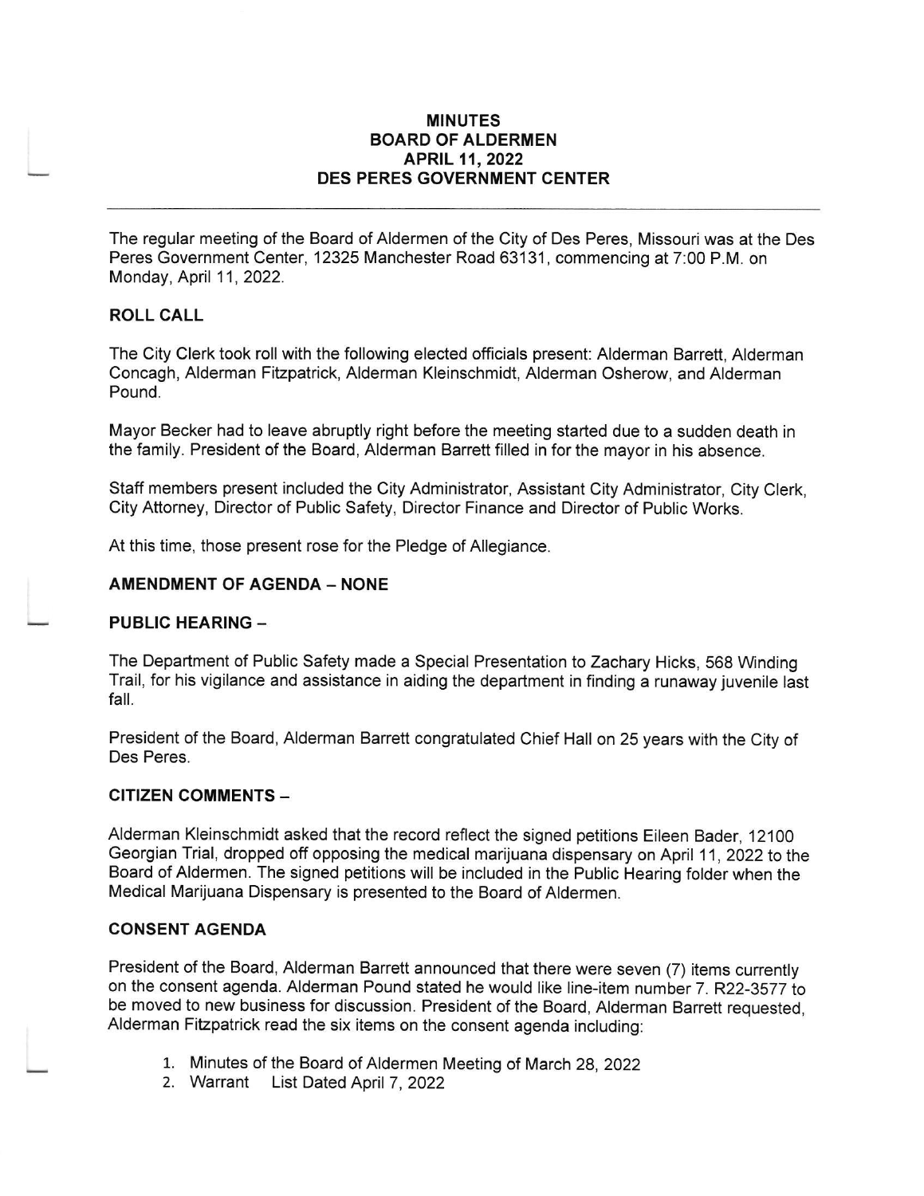# MINUTES
## BOARD OF ALDERMEN
## APRIL 11, 2022
## DES PERES GOVERNMENT CENTER

---

The regular meeting of the Board of Aldermen of the City of Des Peres, Missouri was at the Des Peres Government Center, 12325 Manchester Road 63131, commencing at 7:00 P.M. on Monday, April 11, 2022.

### ROLL CALL

The City Clerk took roll with the following elected officials present: Alderman Barrett, Alderman Concagh, Alderman Fitzpatrick, Alderman Kleinschmidt, Alderman Osherow, and Alderman Pound.

Mayor Becker had to leave abruptly right before the meeting started due to a sudden death in the family. President of the Board, Alderman Barrett filled in for the mayor in his absence.

Staff members present included the City Administrator, Assistant City Administrator, City Clerk, City Attorney, Director of Public Safety, Director Finance and Director of Public Works.

At this time, those present rose for the Pledge of Allegiance.

### AMENDMENT OF AGENDA – NONE

### PUBLIC HEARING –

The Department of Public Safety made a Special Presentation to Zachary Hicks, 568 Winding Trail, for his vigilance and assistance in aiding the department in finding a runaway juvenile last fall.

President of the Board, Alderman Barrett congratulated Chief Hall on 25 years with the City of Des Peres.

### CITIZEN COMMENTS –

Alderman Kleinschmidt asked that the record reflect the signed petitions Eileen Bader, 12100 Georgian Trial, dropped off opposing the medical marijuana dispensary on April 11, 2022 to the Board of Aldermen. The signed petitions will be included in the Public Hearing folder when the Medical Marijuana Dispensary is presented to the Board of Aldermen.

### CONSENT AGENDA

President of the Board, Alderman Barrett announced that there were seven (7) items currently on the consent agenda. Alderman Pound stated he would like line-item number 7. R22-3577 to be moved to new business for discussion. President of the Board, Alderman Barrett requested, Alderman Fitzpatrick read the six items on the consent agenda including:

1. Minutes of the Board of Aldermen Meeting of March 28, 2022
2. Warrant List Dated April 7, 2022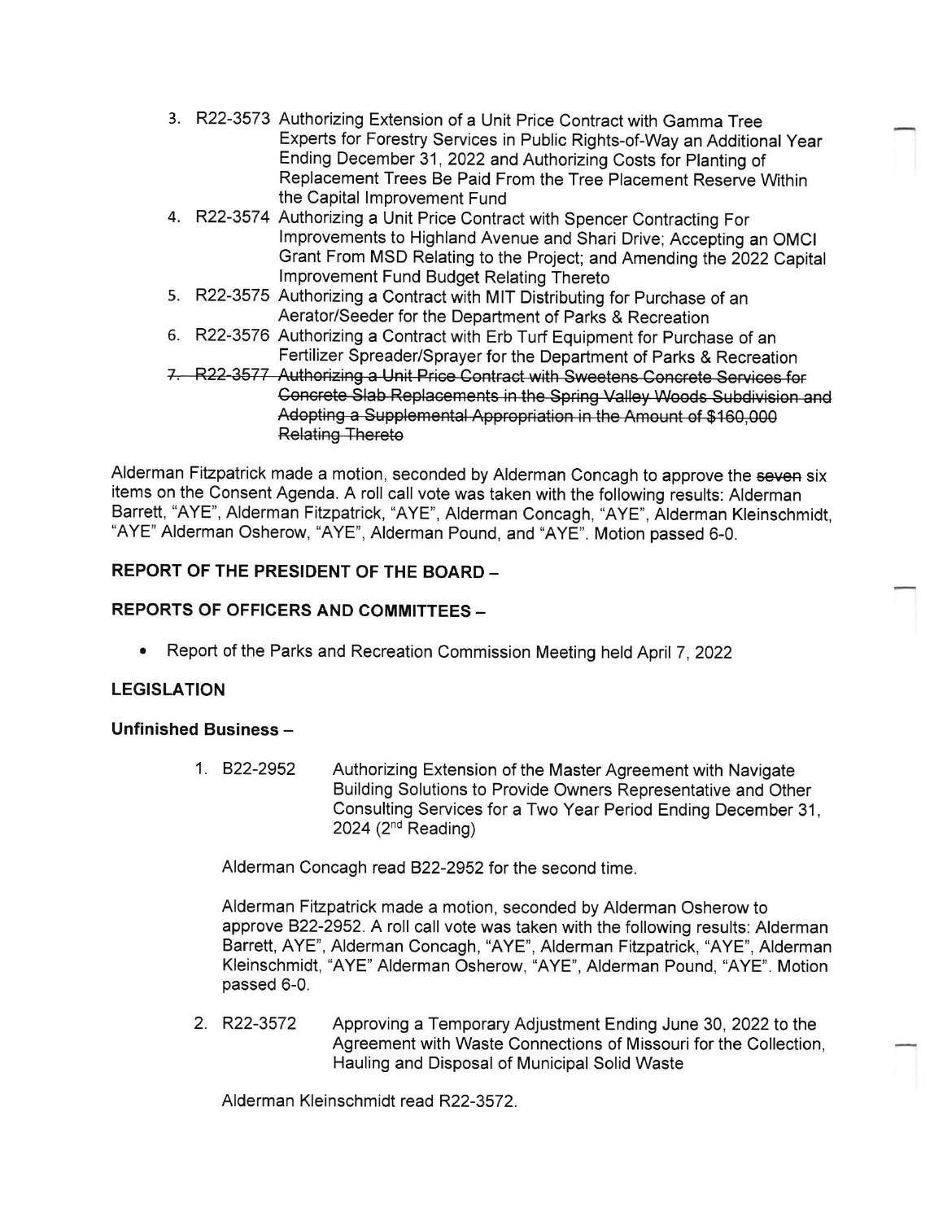3. R22-3573 Authorizing Extension of a Unit Price Contract with Gamma Tree Experts for Forestry Services in Public Rights-of-Way an Additional Year Ending December 31, 2022 and Authorizing Costs for Planting of Replacement Trees Be Paid From the Tree Placement Reserve Within the Capital Improvement Fund
4. R22-3574 Authorizing a Unit Price Contract with Spencer Contracting For Improvements to Highland Avenue and Shari Drive; Accepting an OMCI Grant From MSD Relating to the Project; and Amending the 2022 Capital Improvement Fund Budget Relating Thereto
5. R22-3575 Authorizing a Contract with MIT Distributing for Purchase of an Aerator/Seeder for the Department of Parks & Recreation
6. R22-3576 Authorizing a Contract with Erb Turf Equipment for Purchase of an Fertilizer Spreader/Sprayer for the Department of Parks & Recreation
7. ~~R22-3577 Authorizing a Unit Price Contract with Sweetens Concrete Services for Concrete Slab Replacements in the Spring Valley Woods Subdivision and Adopting a Supplemental Appropriation in the Amount of $160,000 Relating Thereto~~

Alderman Fitzpatrick made a motion, seconded by Alderman Concagh to approve the ~~seven~~ six items on the Consent Agenda. A roll call vote was taken with the following results: Alderman Barrett, "AYE", Alderman Fitzpatrick, "AYE", Alderman Concagh, "AYE", Alderman Kleinschmidt, "AYE" Alderman Osherow, "AYE", Alderman Pound, and "AYE". Motion passed 6-0.

## REPORT OF THE PRESIDENT OF THE BOARD –

## REPORTS OF OFFICERS AND COMMITTEES –

- Report of the Parks and Recreation Commission Meeting held April 7, 2022

## LEGISLATION

### Unfinished Business –

1. B22-2952 Authorizing Extension of the Master Agreement with Navigate Building Solutions to Provide Owners Representative and Other Consulting Services for a Two Year Period Ending December 31, 2024 (2nd Reading)

   Alderman Concagh read B22-2952 for the second time.

   Alderman Fitzpatrick made a motion, seconded by Alderman Osherow to approve B22-2952. A roll call vote was taken with the following results: Alderman Barrett, AYE", Alderman Concagh, "AYE", Alderman Fitzpatrick, "AYE", Alderman Kleinschmidt, "AYE" Alderman Osherow, "AYE", Alderman Pound, "AYE". Motion passed 6-0.

2. R22-3572 Approving a Temporary Adjustment Ending June 30, 2022 to the Agreement with Waste Connections of Missouri for the Collection, Hauling and Disposal of Municipal Solid Waste

   Alderman Kleinschmidt read R22-3572.